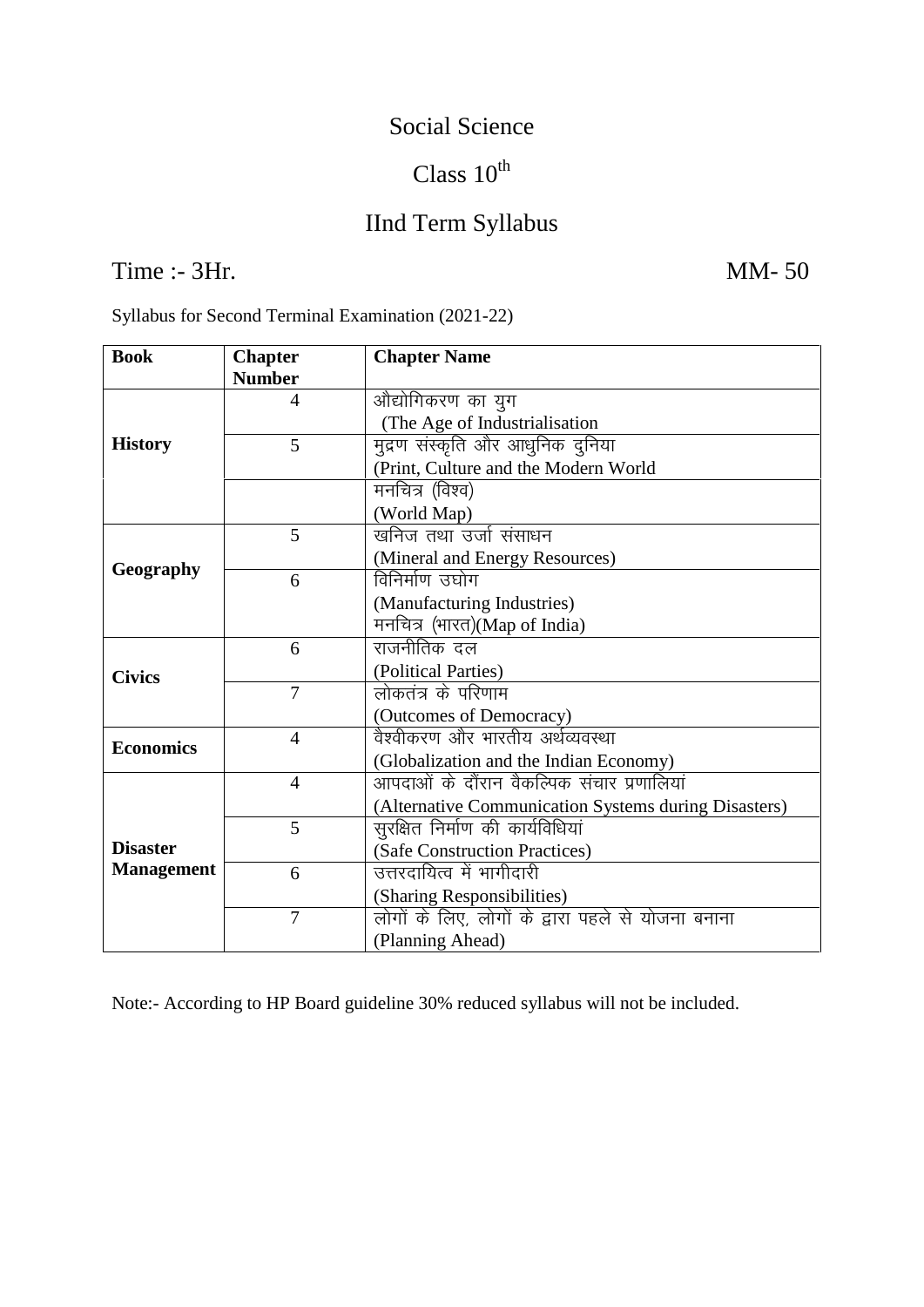# Social Science

## Class 10th

## IInd Term Syllabus

**Time :- 3Hr.** **MM- 50**

Syllabus for Second Terminal Examination (2021-22)

| Book | Chapter Number | Chapter Name |
|---|---|---|
| **History** | 4 | औद्योगिकरण का युग (The Age of Industrialisation |
| | 5 | मुद्रण संस्कृति और आधुनिक दुनिया (Print, Culture and the Modern World |
| | | मनचित्र (विश्व) (World Map) |
| **Geography** | 5 | खनिज तथा उर्जा संसाधन (Mineral and Energy Resources) |
| | 6 | विनिर्माण उघोग (Manufacturing Industries) मनचित्र (भारत)(Map of India) |
| **Civics** | 6 | राजनीतिक दल (Political Parties) |
| | 7 | लोकतंत्र के परिणाम (Outcomes of Democracy) |
| **Economics** | 4 | वैश्वीकरण और भारतीय अर्थव्यवस्था (Globalization and the Indian Economy) |
| **Disaster Management** | 4 | आपदाओं के दौरान वैकल्पिक संचार प्रणालियां (Alternative Communication Systems during Disasters) |
| | 5 | सुरक्षित निर्माण की कार्यविधियां (Safe Construction Practices) |
| | 6 | उत्तरदायित्व में भागीदारी (Sharing Responsibilities) |
| | 7 | लोगों के लिए, लोगों के द्वारा पहले से योजना बनाना (Planning Ahead) |

Note:- According to HP Board guideline 30% reduced syllabus will not be included.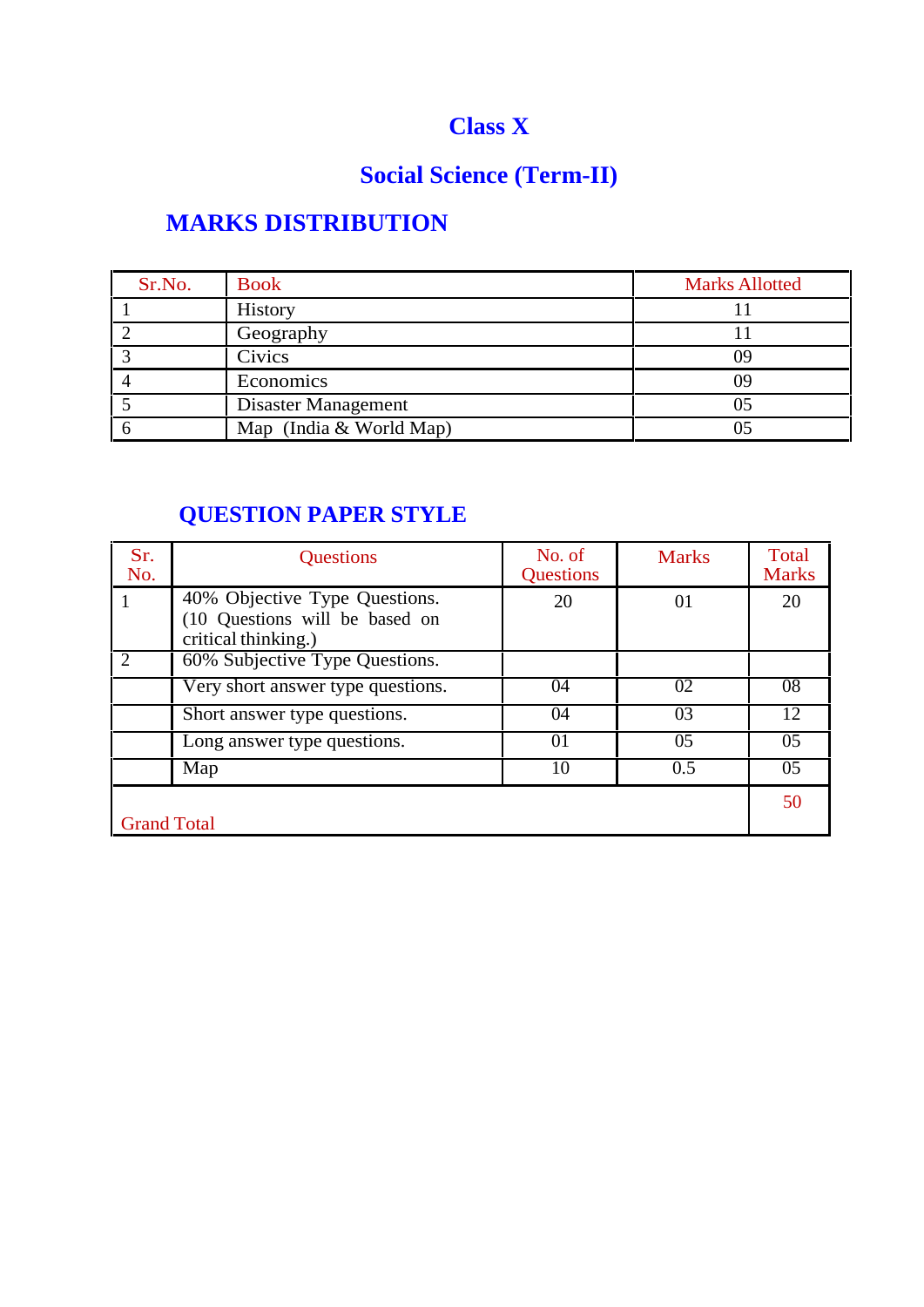# Class X

## Social Science (Term-II)

### MARKS DISTRIBUTION

| Sr.No. | Book | Marks Allotted |
|---|---|---|
| 1 | History | 11 |
| 2 | Geography | 11 |
| 3 | Civics | 09 |
| 4 | Economics | 09 |
| 5 | Disaster Management | 05 |
| 6 | Map (India & World Map) | 05 |

### QUESTION PAPER STYLE

| Sr. No. | Questions | No. of Questions | Marks | Total Marks |
|---|---|---|---|---|
| 1 | 40% Objective Type Questions. (10 Questions will be based on critical thinking.) | 20 | 01 | 20 |
| 2 | 60% Subjective Type Questions. | | | |
| | Very short answer type questions. | 04 | 02 | 08 |
| | Short answer type questions. | 04 | 03 | 12 |
| | Long answer type questions. | 01 | 05 | 05 |
| | Map | 10 | 0.5 | 05 |
| Grand Total | | | | 50 |